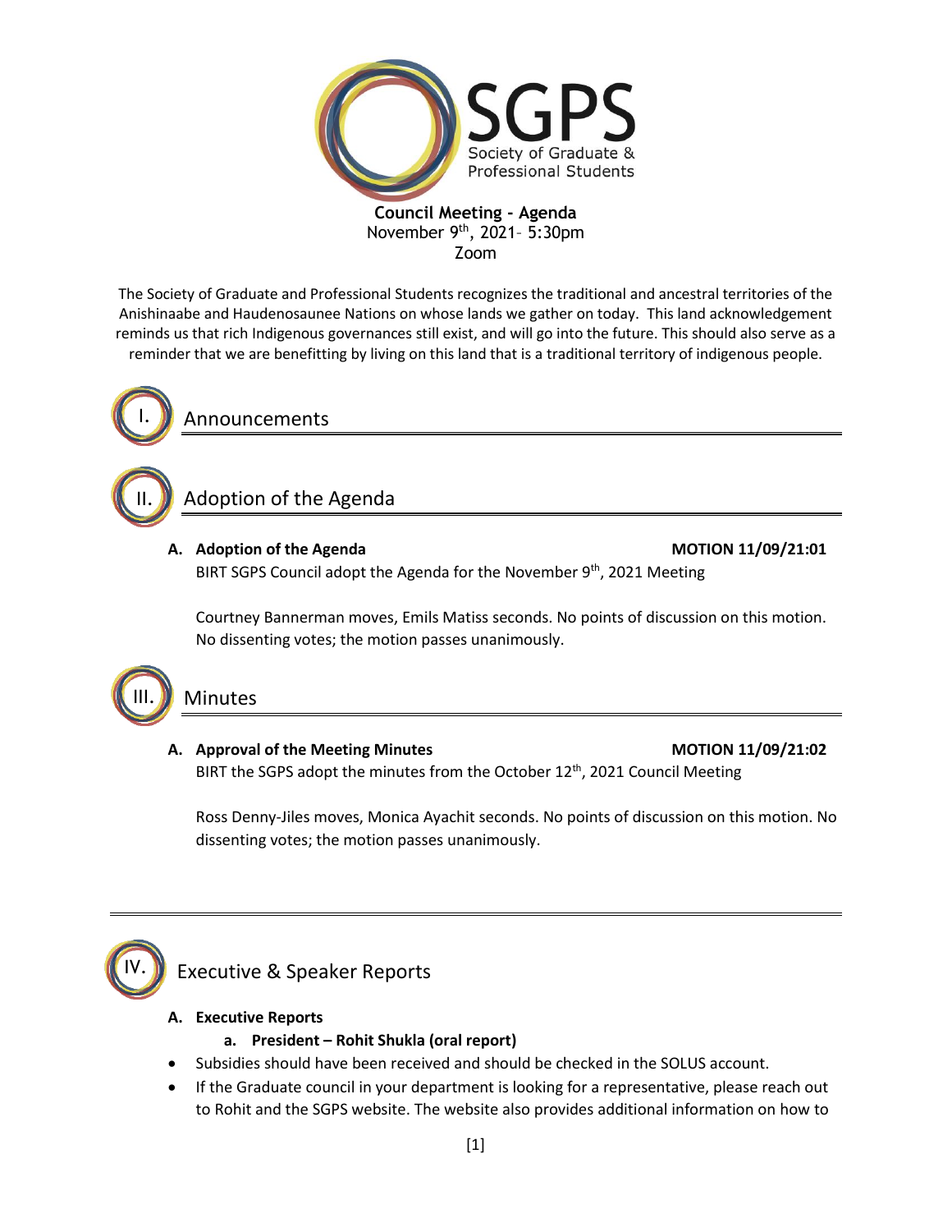SGPS
Society of Graduate & Professional Students

**Council Meeting - Agenda**
November 9th, 2021– 5:30pm
Zoom

The Society of Graduate and Professional Students recognizes the traditional and ancestral territories of the Anishinaabe and Haudenosaunee Nations on whose lands we gather on today. This land acknowledgement reminds us that rich Indigenous governances still exist, and will go into the future. This should also serve as a reminder that we are benefitting by living on this land that is a traditional territory of indigenous people.

# I. Announcements

# II. Adoption of the Agenda

**A. Adoption of the Agenda** **MOTION 11/09/21:01**

BIRT SGPS Council adopt the Agenda for the November 9th, 2021 Meeting

Courtney Bannerman moves, Emils Matiss seconds. No points of discussion on this motion. No dissenting votes; the motion passes unanimously.

# III. Minutes

**A. Approval of the Meeting Minutes** **MOTION 11/09/21:02**

BIRT the SGPS adopt the minutes from the October 12th, 2021 Council Meeting

Ross Denny-Jiles moves, Monica Ayachit seconds. No points of discussion on this motion. No dissenting votes; the motion passes unanimously.

# IV. Executive & Speaker Reports

**A. Executive Reports**

**a. President – Rohit Shukla (oral report)**

- Subsidies should have been received and should be checked in the SOLUS account.
- If the Graduate council in your department is looking for a representative, please reach out to Rohit and the SGPS website. The website also provides additional information on how to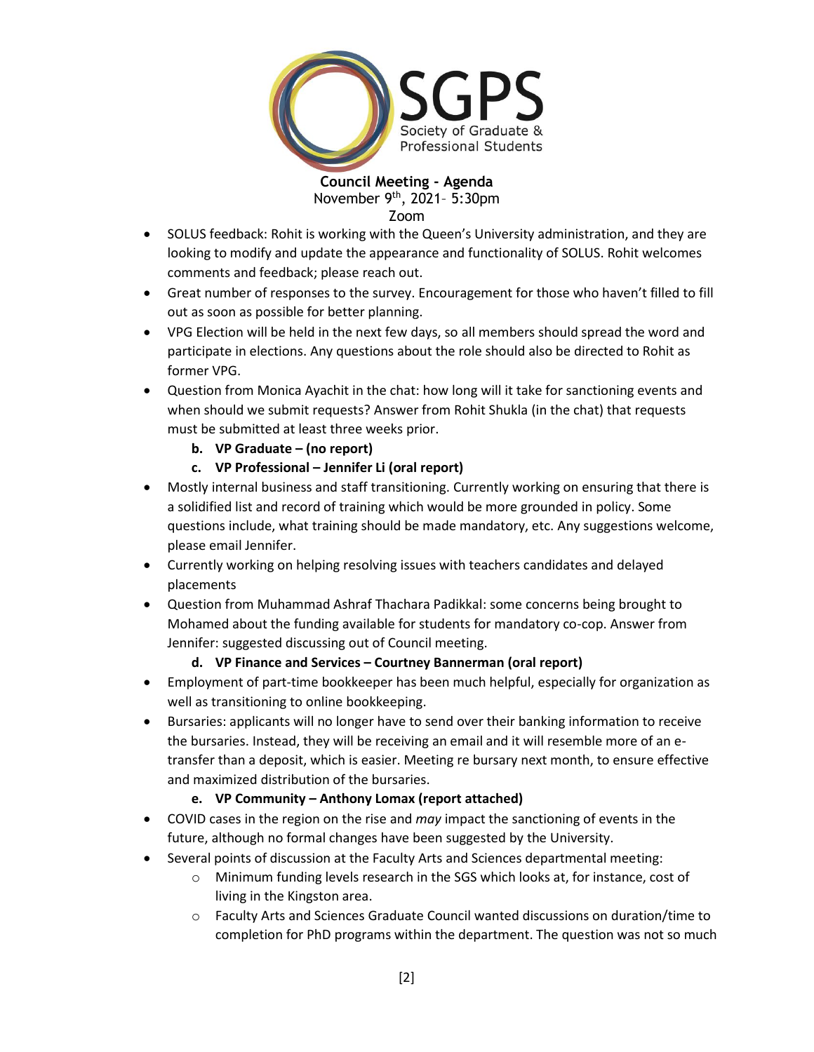- SOLUS feedback: Rohit is working with the Queen's University administration, and they are looking to modify and update the appearance and functionality of SOLUS. Rohit welcomes comments and feedback; please reach out.
- Great number of responses to the survey. Encouragement for those who haven't filled to fill out as soon as possible for better planning.
- VPG Election will be held in the next few days, so all members should spread the word and participate in elections. Any questions about the role should also be directed to Rohit as former VPG.
- Question from Monica Ayachit in the chat: how long will it take for sanctioning events and when should we submit requests? Answer from Rohit Shukla (in the chat) that requests must be submitted at least three weeks prior.

**b. VP Graduate – (no report)**

**c. VP Professional – Jennifer Li (oral report)**

- Mostly internal business and staff transitioning. Currently working on ensuring that there is a solidified list and record of training which would be more grounded in policy. Some questions include, what training should be made mandatory, etc. Any suggestions welcome, please email Jennifer.
- Currently working on helping resolving issues with teachers candidates and delayed placements
- Question from Muhammad Ashraf Thachara Padikkal: some concerns being brought to Mohamed about the funding available for students for mandatory co-cop. Answer from Jennifer: suggested discussing out of Council meeting.

**d. VP Finance and Services – Courtney Bannerman (oral report)**

- Employment of part-time bookkeeper has been much helpful, especially for organization as well as transitioning to online bookkeeping.
- Bursaries: applicants will no longer have to send over their banking information to receive the bursaries. Instead, they will be receiving an email and it will resemble more of an e-transfer than a deposit, which is easier. Meeting re bursary next month, to ensure effective and maximized distribution of the bursaries.

**e. VP Community – Anthony Lomax (report attached)**

- COVID cases in the region on the rise and *may* impact the sanctioning of events in the future, although no formal changes have been suggested by the University.
- Several points of discussion at the Faculty Arts and Sciences departmental meeting:
  - Minimum funding levels research in the SGS which looks at, for instance, cost of living in the Kingston area.
  - Faculty Arts and Sciences Graduate Council wanted discussions on duration/time to completion for PhD programs within the department. The question was not so much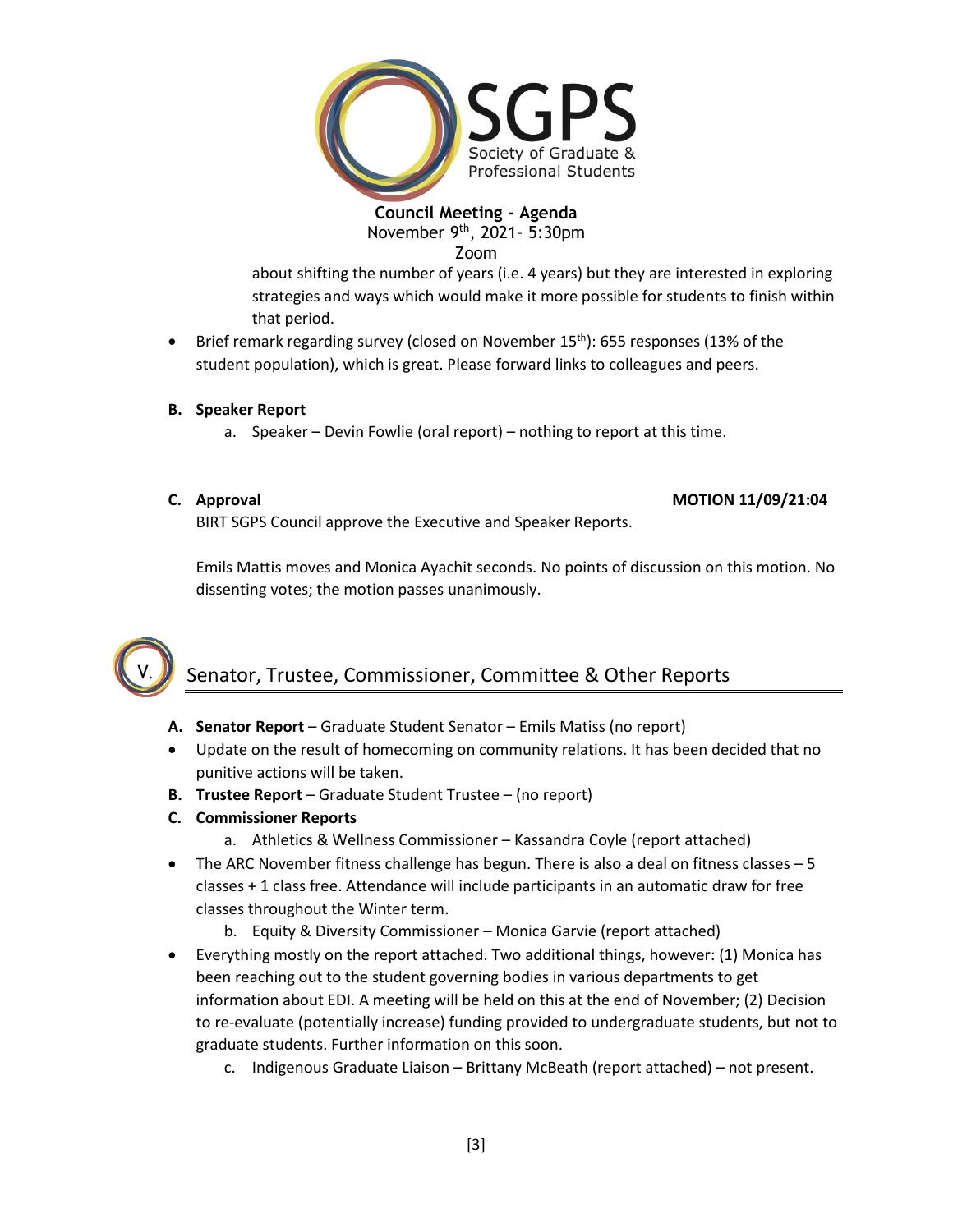about shifting the number of years (i.e. 4 years) but they are interested in exploring strategies and ways which would make it more possible for students to finish within that period.

- Brief remark regarding survey (closed on November 15th): 655 responses (13% of the student population), which is great. Please forward links to colleagues and peers.

**B. Speaker Report**

a. Speaker – Devin Fowlie (oral report) – nothing to report at this time.

**C. Approval** **MOTION 11/09/21:04**

BIRT SGPS Council approve the Executive and Speaker Reports.

Emils Mattis moves and Monica Ayachit seconds. No points of discussion on this motion. No dissenting votes; the motion passes unanimously.

## V. Senator, Trustee, Commissioner, Committee & Other Reports

**A. Senator Report** – Graduate Student Senator – Emils Matiss (no report)

- Update on the result of homecoming on community relations. It has been decided that no punitive actions will be taken.

**B. Trustee Report** – Graduate Student Trustee – (no report)

**C. Commissioner Reports**

a. Athletics & Wellness Commissioner – Kassandra Coyle (report attached)

- The ARC November fitness challenge has begun. There is also a deal on fitness classes – 5 classes + 1 class free. Attendance will include participants in an automatic draw for free classes throughout the Winter term.

b. Equity & Diversity Commissioner – Monica Garvie (report attached)

- Everything mostly on the report attached. Two additional things, however: (1) Monica has been reaching out to the student governing bodies in various departments to get information about EDI. A meeting will be held on this at the end of November; (2) Decision to re-evaluate (potentially increase) funding provided to undergraduate students, but not to graduate students. Further information on this soon.

c. Indigenous Graduate Liaison – Brittany McBeath (report attached) – not present.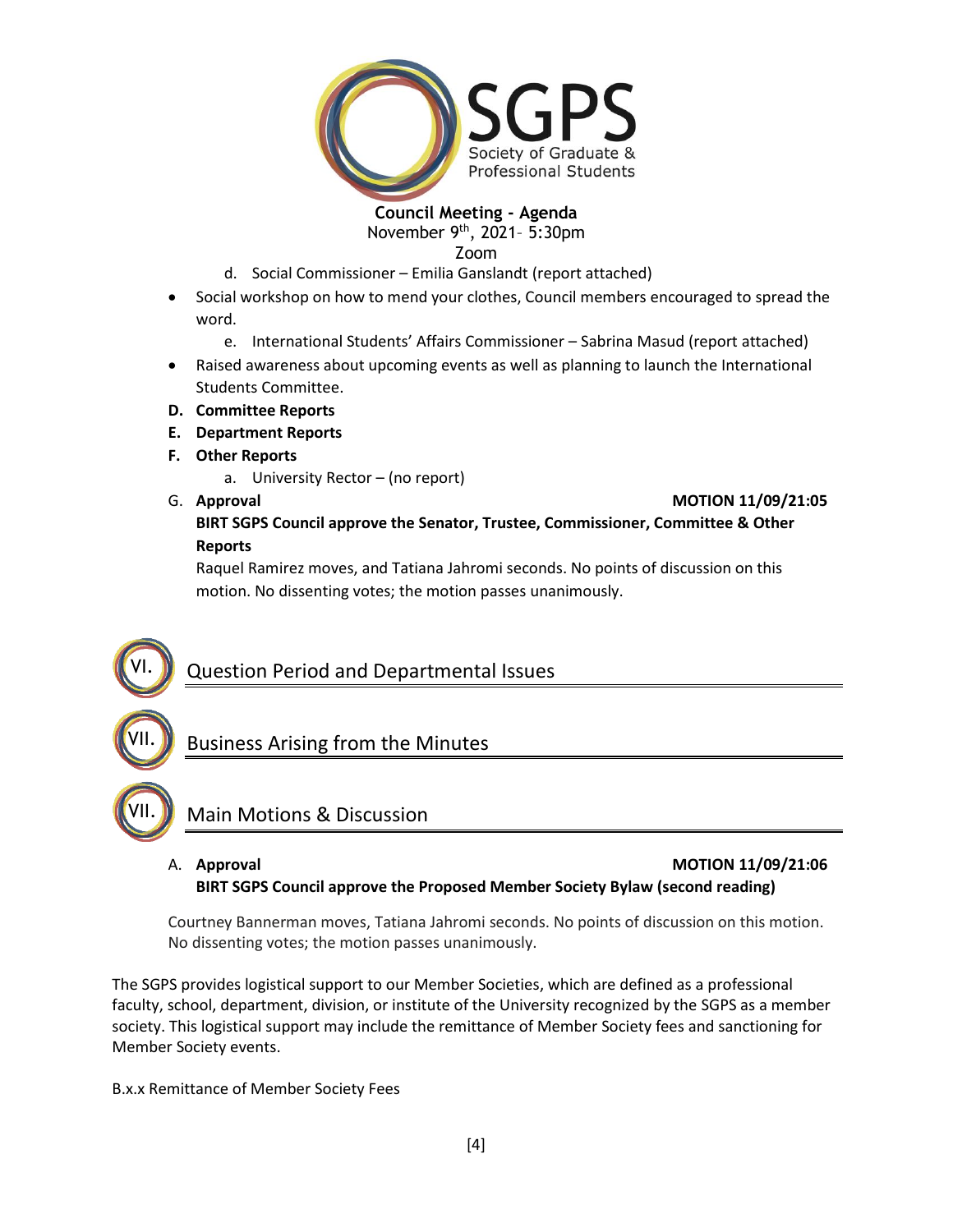**Council Meeting - Agenda**
November 9th, 2021– 5:30pm
Zoom

d. Social Commissioner – Emilia Ganslandt (report attached)

- Social workshop on how to mend your clothes, Council members encouraged to spread the word.

e. International Students' Affairs Commissioner – Sabrina Masud (report attached)

- Raised awareness about upcoming events as well as planning to launch the International Students Committee.

**D. Committee Reports**

**E. Department Reports**

**F. Other Reports**

a. University Rector – (no report)

G. **Approval** **MOTION 11/09/21:05**

**BIRT SGPS Council approve the Senator, Trustee, Commissioner, Committee & Other Reports**

Raquel Ramirez moves, and Tatiana Jahromi seconds. No points of discussion on this motion. No dissenting votes; the motion passes unanimously.

## VI. Question Period and Departmental Issues

## VII. Business Arising from the Minutes

## VII. Main Motions & Discussion

A. **Approval** **MOTION 11/09/21:06**

**BIRT SGPS Council approve the Proposed Member Society Bylaw (second reading)**

Courtney Bannerman moves, Tatiana Jahromi seconds. No points of discussion on this motion. No dissenting votes; the motion passes unanimously.

The SGPS provides logistical support to our Member Societies, which are defined as a professional faculty, school, department, division, or institute of the University recognized by the SGPS as a member society. This logistical support may include the remittance of Member Society fees and sanctioning for Member Society events.

B.x.x Remittance of Member Society Fees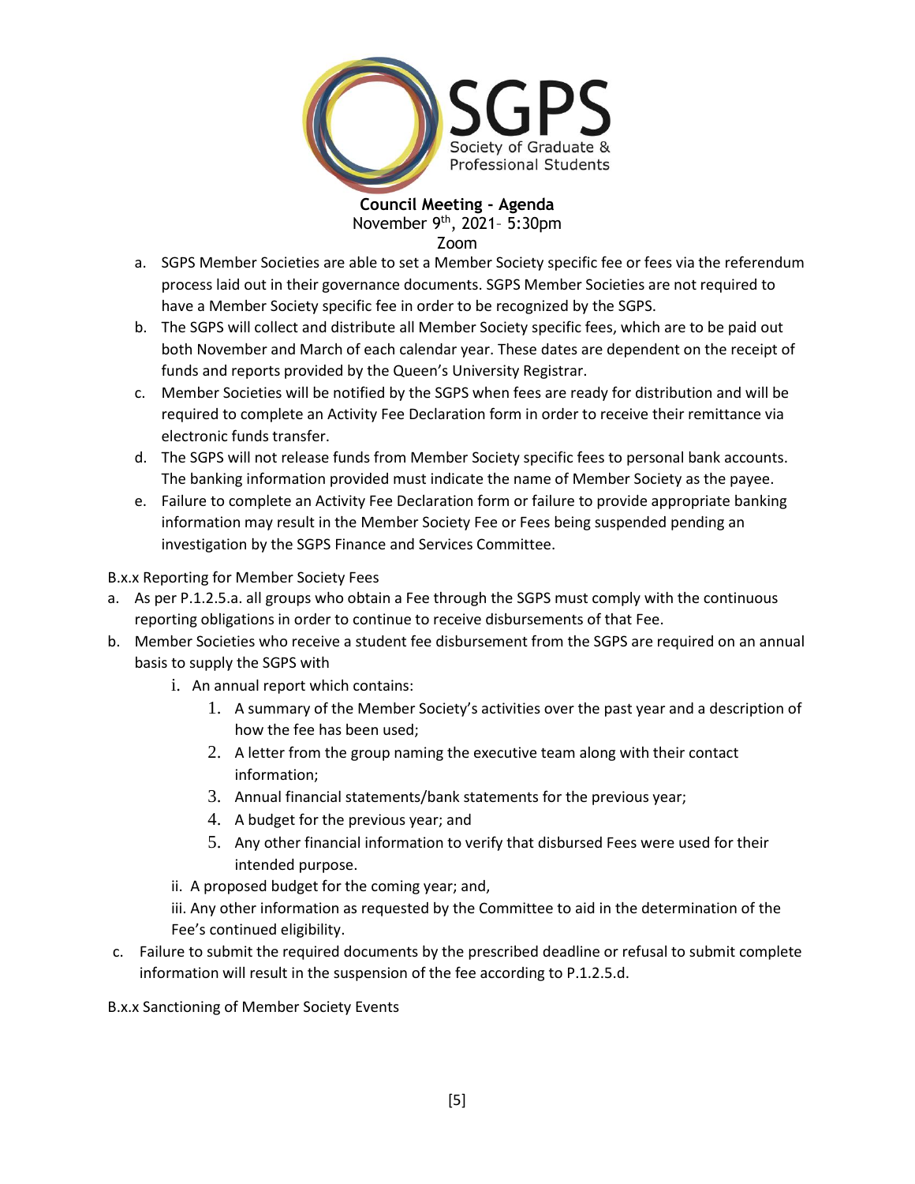a. SGPS Member Societies are able to set a Member Society specific fee or fees via the referendum process laid out in their governance documents. SGPS Member Societies are not required to have a Member Society specific fee in order to be recognized by the SGPS.

b. The SGPS will collect and distribute all Member Society specific fees, which are to be paid out both November and March of each calendar year. These dates are dependent on the receipt of funds and reports provided by the Queen's University Registrar.

c. Member Societies will be notified by the SGPS when fees are ready for distribution and will be required to complete an Activity Fee Declaration form in order to receive their remittance via electronic funds transfer.

d. The SGPS will not release funds from Member Society specific fees to personal bank accounts. The banking information provided must indicate the name of Member Society as the payee.

e. Failure to complete an Activity Fee Declaration form or failure to provide appropriate banking information may result in the Member Society Fee or Fees being suspended pending an investigation by the SGPS Finance and Services Committee.

B.x.x Reporting for Member Society Fees

a. As per P.1.2.5.a. all groups who obtain a Fee through the SGPS must comply with the continuous reporting obligations in order to continue to receive disbursements of that Fee.

b. Member Societies who receive a student fee disbursement from the SGPS are required on an annual basis to supply the SGPS with

   i. An annual report which contains:

      1. A summary of the Member Society's activities over the past year and a description of how the fee has been used;
      2. A letter from the group naming the executive team along with their contact information;
      3. Annual financial statements/bank statements for the previous year;
      4. A budget for the previous year; and
      5. Any other financial information to verify that disbursed Fees were used for their intended purpose.

   ii. A proposed budget for the coming year; and,

   iii. Any other information as requested by the Committee to aid in the determination of the Fee's continued eligibility.

c. Failure to submit the required documents by the prescribed deadline or refusal to submit complete information will result in the suspension of the fee according to P.1.2.5.d.

B.x.x Sanctioning of Member Society Events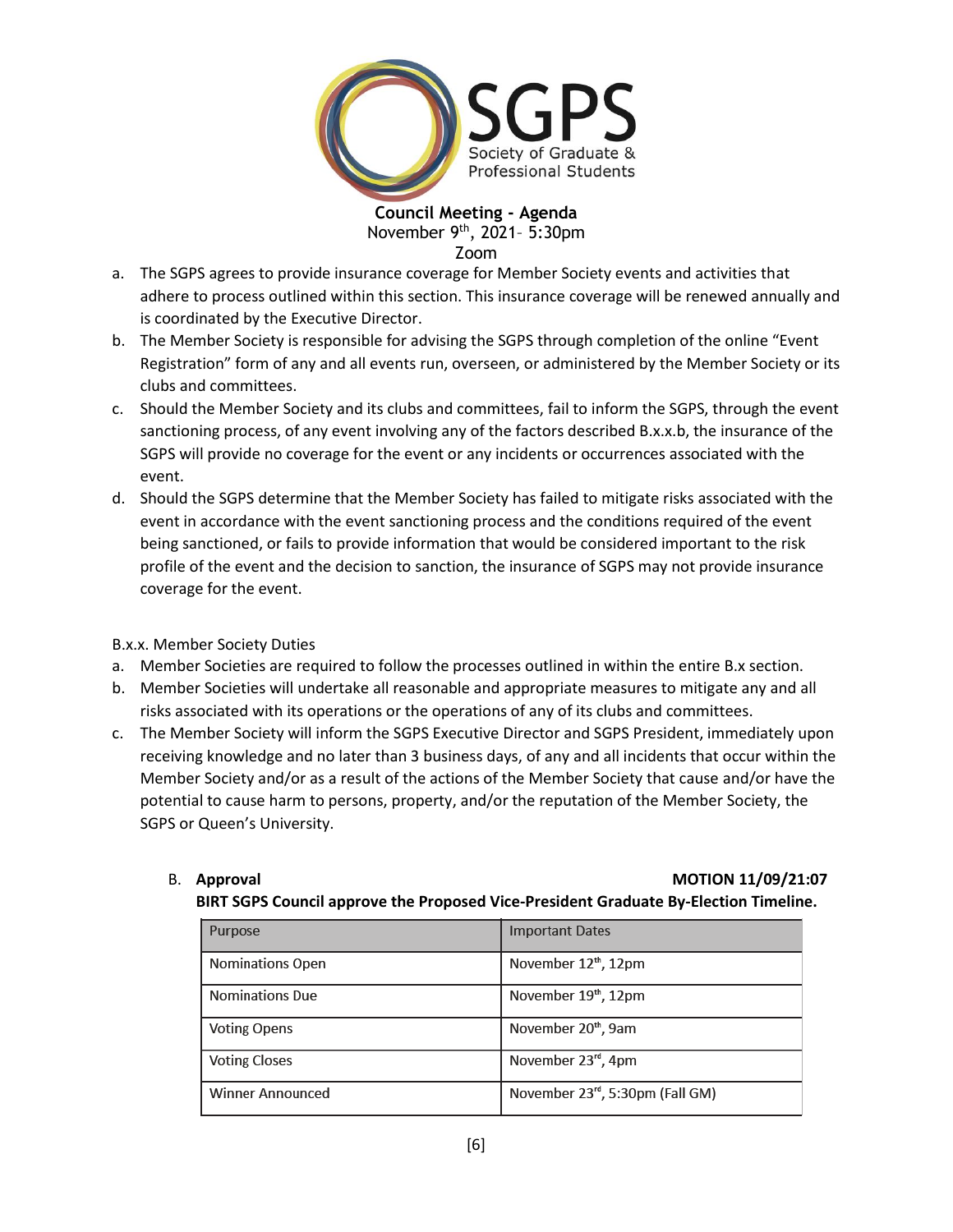a. The SGPS agrees to provide insurance coverage for Member Society events and activities that adhere to process outlined within this section. This insurance coverage will be renewed annually and is coordinated by the Executive Director.
b. The Member Society is responsible for advising the SGPS through completion of the online "Event Registration" form of any and all events run, overseen, or administered by the Member Society or its clubs and committees.
c. Should the Member Society and its clubs and committees, fail to inform the SGPS, through the event sanctioning process, of any event involving any of the factors described B.x.x.b, the insurance of the SGPS will provide no coverage for the event or any incidents or occurrences associated with the event.
d. Should the SGPS determine that the Member Society has failed to mitigate risks associated with the event in accordance with the event sanctioning process and the conditions required of the event being sanctioned, or fails to provide information that would be considered important to the risk profile of the event and the decision to sanction, the insurance of SGPS may not provide insurance coverage for the event.

B.x.x. Member Society Duties

a. Member Societies are required to follow the processes outlined in within the entire B.x section.
b. Member Societies will undertake all reasonable and appropriate measures to mitigate any and all risks associated with its operations or the operations of any of its clubs and committees.
c. The Member Society will inform the SGPS Executive Director and SGPS President, immediately upon receiving knowledge and no later than 3 business days, of any and all incidents that occur within the Member Society and/or as a result of the actions of the Member Society that cause and/or have the potential to cause harm to persons, property, and/or the reputation of the Member Society, the SGPS or Queen's University.

B. **Approval** **MOTION 11/09/21:07**

**BIRT SGPS Council approve the Proposed Vice-President Graduate By-Election Timeline.**

| Purpose | Important Dates |
|---|---|
| Nominations Open | November 12th, 12pm |
| Nominations Due | November 19th, 12pm |
| Voting Opens | November 20th, 9am |
| Voting Closes | November 23rd, 4pm |
| Winner Announced | November 23rd, 5:30pm (Fall GM) |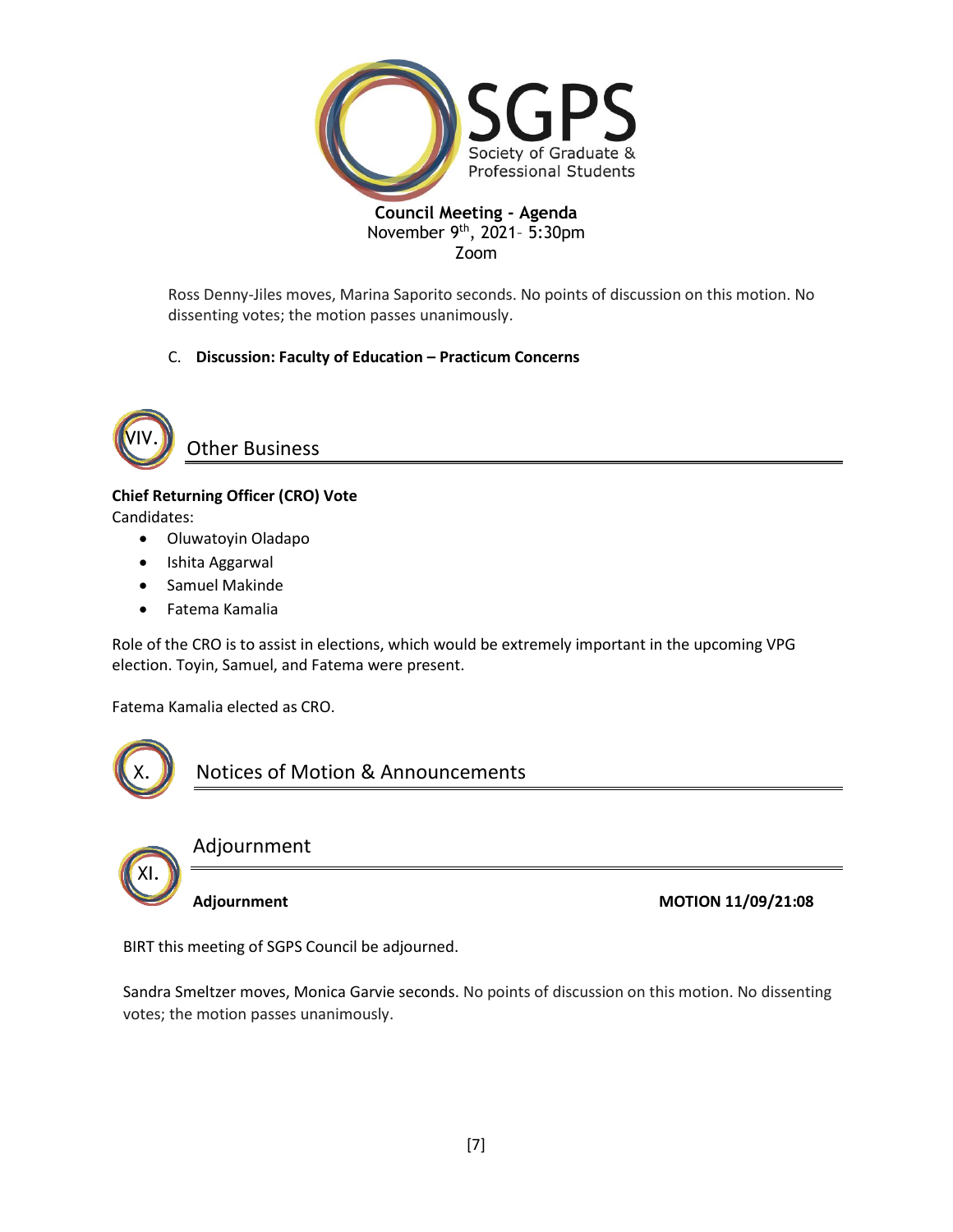# Council Meeting - Agenda

November 9th, 2021– 5:30pm

Zoom

Ross Denny-Jiles moves, Marina Saporito seconds. No points of discussion on this motion. No dissenting votes; the motion passes unanimously.

C. **Discussion: Faculty of Education – Practicum Concerns**

## VIV. Other Business

**Chief Returning Officer (CRO) Vote**

Candidates:

- Oluwatoyin Oladapo
- Ishita Aggarwal
- Samuel Makinde
- Fatema Kamalia

Role of the CRO is to assist in elections, which would be extremely important in the upcoming VPG election. Toyin, Samuel, and Fatema were present.

Fatema Kamalia elected as CRO.

## X. Notices of Motion & Announcements

## XI. Adjournment

**Adjournment** **MOTION 11/09/21:08**

BIRT this meeting of SGPS Council be adjourned.

Sandra Smeltzer moves, Monica Garvie seconds. No points of discussion on this motion. No dissenting votes; the motion passes unanimously.